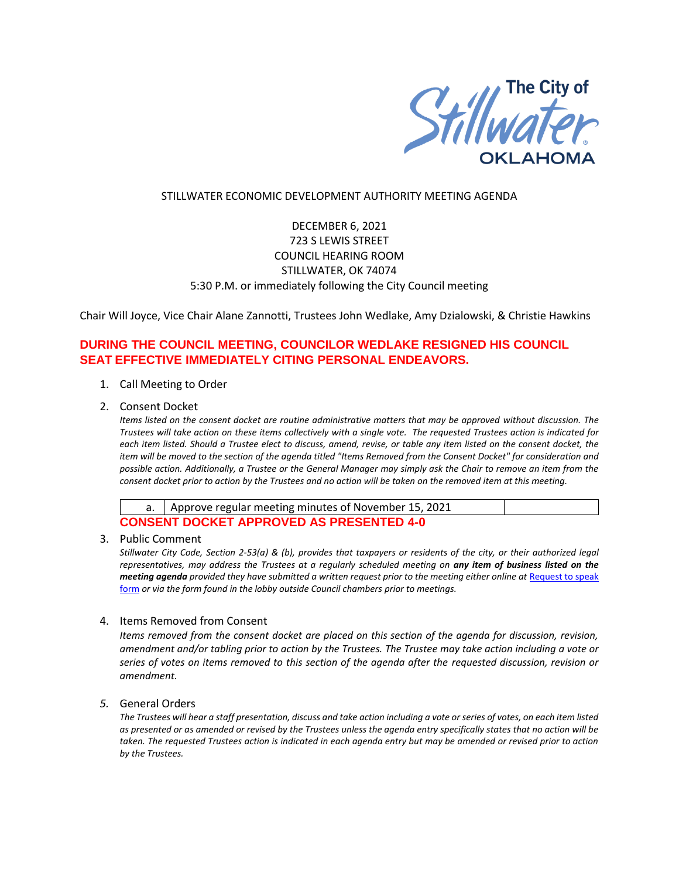The City of Stillwater OKLAHOMA

STILLWATER ECONOMIC DEVELOPMENT AUTHORITY MEETING AGENDA

DECEMBER 6, 2021
723 S LEWIS STREET
COUNCIL HEARING ROOM
STILLWATER, OK 74074
5:30 P.M. or immediately following the City Council meeting

Chair Will Joyce, Vice Chair Alane Zannotti, Trustees John Wedlake, Amy Dzialowski, & Christie Hawkins

**DURING THE COUNCIL MEETING, COUNCILOR WEDLAKE RESIGNED HIS COUNCIL SEAT EFFECTIVE IMMEDIATELY CITING PERSONAL ENDEAVORS.**

1. Call Meeting to Order

2. Consent Docket

   *Items listed on the consent docket are routine administrative matters that may be approved without discussion. The Trustees will take action on these items collectively with a single vote. The requested Trustees action is indicated for each item listed. Should a Trustee elect to discuss, amend, revise, or table any item listed on the consent docket, the item will be moved to the section of the agenda titled "Items Removed from the Consent Docket" for consideration and possible action. Additionally, a Trustee or the General Manager may simply ask the Chair to remove an item from the consent docket prior to action by the Trustees and no action will be taken on the removed item at this meeting.*

| a. | Approve regular meeting minutes of November 15, 2021 | |
|---|---|---|

   **CONSENT DOCKET APPROVED AS PRESENTED 4-0**

3. Public Comment

   *Stillwater City Code, Section 2-53(a) & (b), provides that taxpayers or residents of the city, or their authorized legal representatives, may address the Trustees at a regularly scheduled meeting on **any item of business listed on the meeting agenda** provided they have submitted a written request prior to the meeting either online at [Request to speak form](#) or via the form found in the lobby outside Council chambers prior to meetings.*

4. Items Removed from Consent

   *Items removed from the consent docket are placed on this section of the agenda for discussion, revision, amendment and/or tabling prior to action by the Trustees. The Trustee may take action including a vote or series of votes on items removed to this section of the agenda after the requested discussion, revision or amendment.*

5. General Orders

   *The Trustees will hear a staff presentation, discuss and take action including a vote or series of votes, on each item listed as presented or as amended or revised by the Trustees unless the agenda entry specifically states that no action will be taken. The requested Trustees action is indicated in each agenda entry but may be amended or revised prior to action by the Trustees.*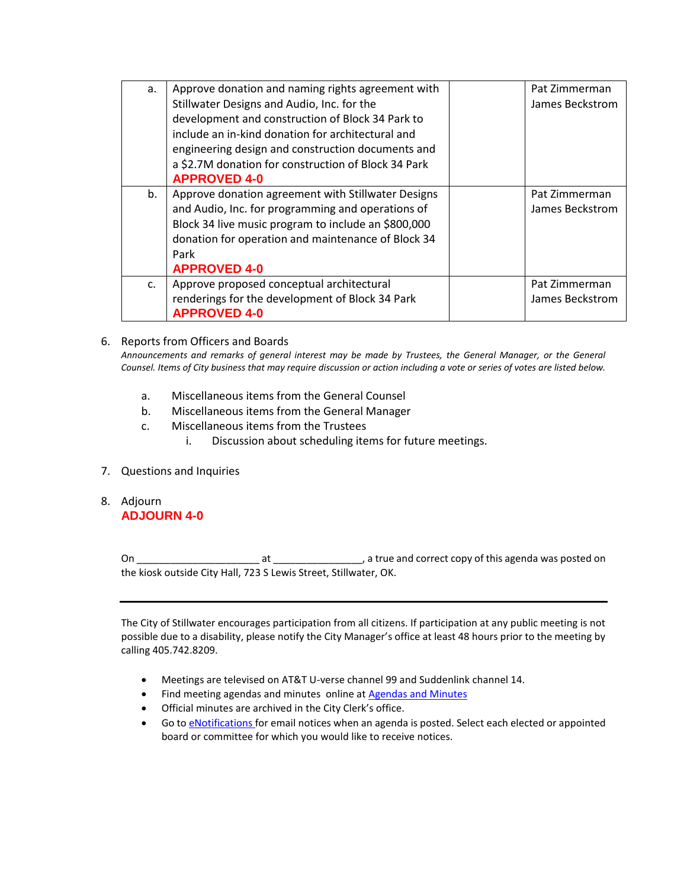| | | | |
|---|---|---|---|
| a. | Approve donation and naming rights agreement with Stillwater Designs and Audio, Inc. for the development and construction of Block 34 Park to include an in-kind donation for architectural and engineering design and construction documents and a $2.7M donation for construction of Block 34 Park **APPROVED 4-0** | | Pat Zimmerman James Beckstrom |
| b. | Approve donation agreement with Stillwater Designs and Audio, Inc. for programming and operations of Block 34 live music program to include an $800,000 donation for operation and maintenance of Block 34 Park **APPROVED 4-0** | | Pat Zimmerman James Beckstrom |
| c. | Approve proposed conceptual architectural renderings for the development of Block 34 Park **APPROVED 4-0** | | Pat Zimmerman James Beckstrom |

6. Reports from Officers and Boards

   *Announcements and remarks of general interest may be made by Trustees, the General Manager, or the General Counsel. Items of City business that may require discussion or action including a vote or series of votes are listed below.*

   a. Miscellaneous items from the General Counsel
   b. Miscellaneous items from the General Manager
   c. Miscellaneous items from the Trustees
      i. Discussion about scheduling items for future meetings.

7. Questions and Inquiries

8. Adjourn

   **ADJOURN 4-0**

On ______________________ at ________________, a true and correct copy of this agenda was posted on the kiosk outside City Hall, 723 S Lewis Street, Stillwater, OK.

---

The City of Stillwater encourages participation from all citizens. If participation at any public meeting is not possible due to a disability, please notify the City Manager's office at least 48 hours prior to the meeting by calling 405.742.8209.

- Meetings are televised on AT&T U-verse channel 99 and Suddenlink channel 14.
- Find meeting agendas and minutes online at Agendas and Minutes
- Official minutes are archived in the City Clerk's office.
- Go to eNotifications for email notices when an agenda is posted. Select each elected or appointed board or committee for which you would like to receive notices.